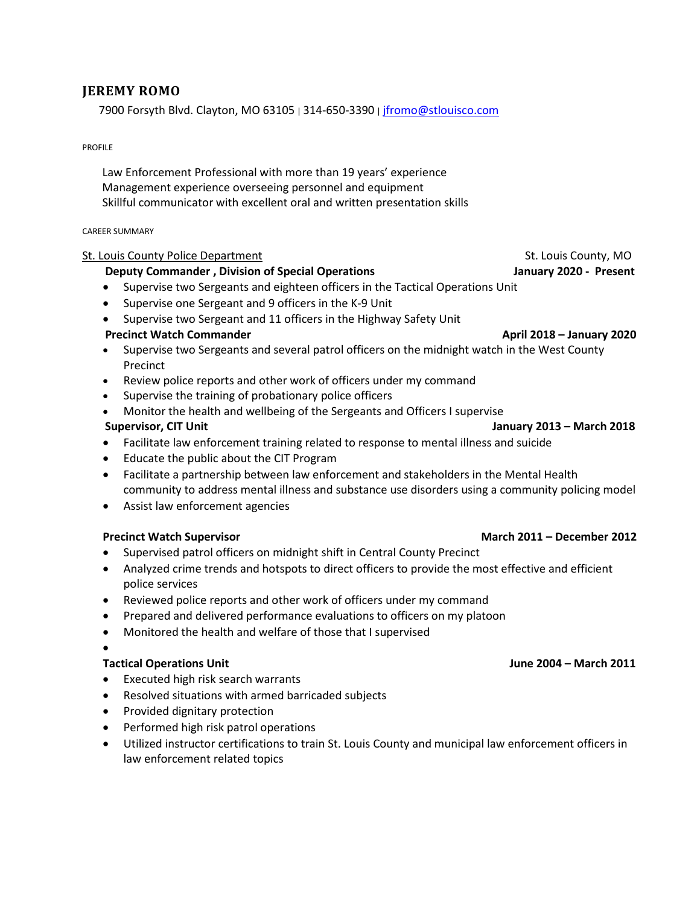# JEREMY ROMO

7900 Forsyth Blvd. Clayton, MO 63105 | 314-650-3390 | jfromo@stlouisco.com

PROFILE

Law Enforcement Professional with more than 19 years' experience
Management experience overseeing personnel and equipment
Skillful communicator with excellent oral and written presentation skills

CAREER SUMMARY

St. Louis County Police Department — St. Louis County, MO

**Deputy Commander , Division of Special Operations** — **January 2020 - Present**

- Supervise two Sergeants and eighteen officers in the Tactical Operations Unit
- Supervise one Sergeant and 9 officers in the K-9 Unit
- Supervise two Sergeant and 11 officers in the Highway Safety Unit

**Precinct Watch Commander** — **April 2018 – January 2020**

- Supervise two Sergeants and several patrol officers on the midnight watch in the West County Precinct
- Review police reports and other work of officers under my command
- Supervise the training of probationary police officers
- Monitor the health and wellbeing of the Sergeants and Officers I supervise

**Supervisor, CIT Unit** — **January 2013 – March 2018**

- Facilitate law enforcement training related to response to mental illness and suicide
- Educate the public about the CIT Program
- Facilitate a partnership between law enforcement and stakeholders in the Mental Health community to address mental illness and substance use disorders using a community policing model
- Assist law enforcement agencies

**Precinct Watch Supervisor** — **March 2011 – December 2012**

- Supervised patrol officers on midnight shift in Central County Precinct
- Analyzed crime trends and hotspots to direct officers to provide the most effective and efficient police services
- Reviewed police reports and other work of officers under my command
- Prepared and delivered performance evaluations to officers on my platoon
- Monitored the health and welfare of those that I supervised

**Tactical Operations Unit** — **June 2004 – March 2011**

- Executed high risk search warrants
- Resolved situations with armed barricaded subjects
- Provided dignitary protection
- Performed high risk patrol operations
- Utilized instructor certifications to train St. Louis County and municipal law enforcement officers in law enforcement related topics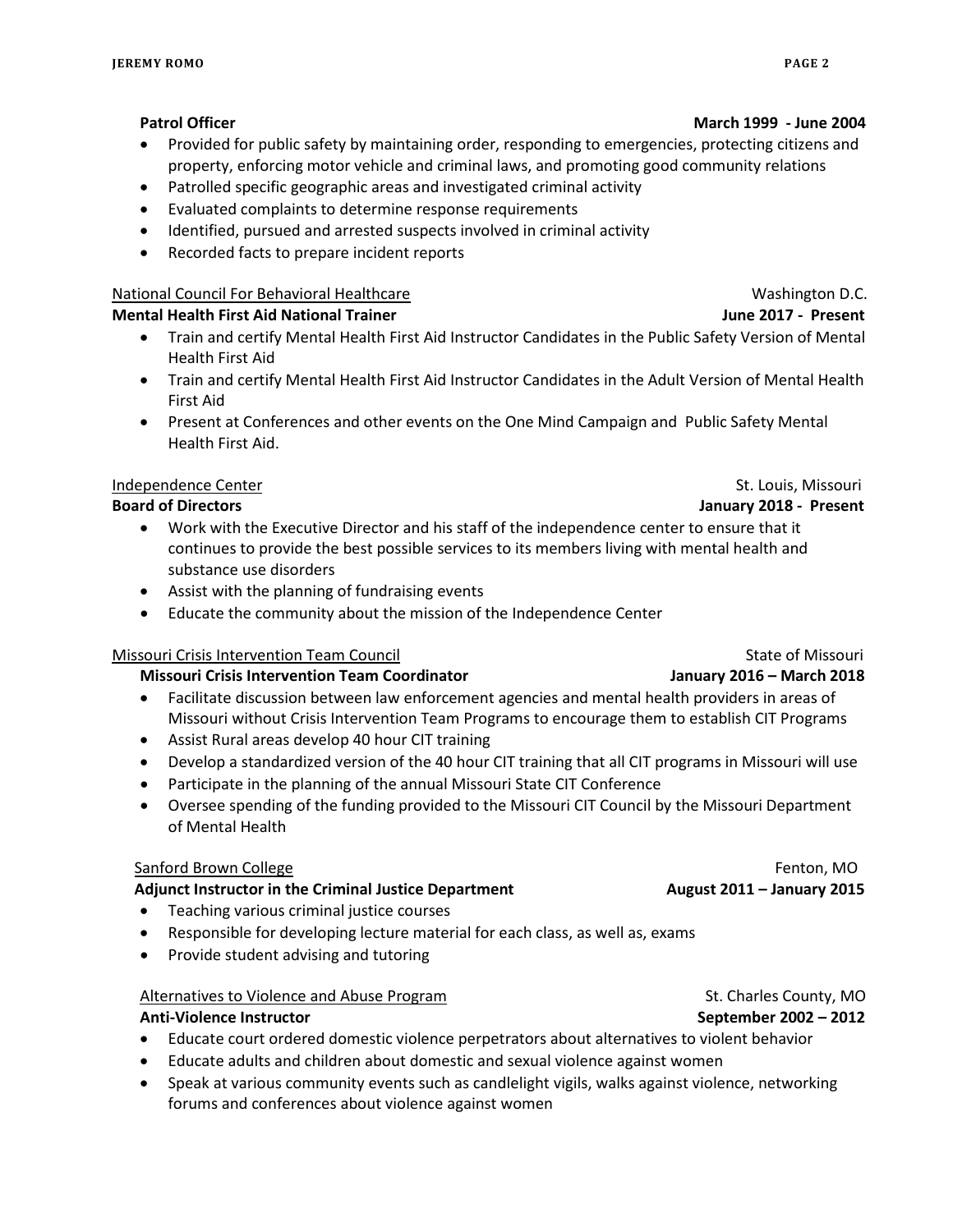**Patrol Officer** **March 1999 - June 2004**

- Provided for public safety by maintaining order, responding to emergencies, protecting citizens and property, enforcing motor vehicle and criminal laws, and promoting good community relations
- Patrolled specific geographic areas and investigated criminal activity
- Evaluated complaints to determine response requirements
- Identified, pursued and arrested suspects involved in criminal activity
- Recorded facts to prepare incident reports

National Council For Behavioral Healthcare — Washington D.C.

**Mental Health First Aid National Trainer** **June 2017 - Present**

- Train and certify Mental Health First Aid Instructor Candidates in the Public Safety Version of Mental Health First Aid
- Train and certify Mental Health First Aid Instructor Candidates in the Adult Version of Mental Health First Aid
- Present at Conferences and other events on the One Mind Campaign and Public Safety Mental Health First Aid.

Independence Center — St. Louis, Missouri

**Board of Directors** **January 2018 - Present**

- Work with the Executive Director and his staff of the independence center to ensure that it continues to provide the best possible services to its members living with mental health and substance use disorders
- Assist with the planning of fundraising events
- Educate the community about the mission of the Independence Center

Missouri Crisis Intervention Team Council — State of Missouri

**Missouri Crisis Intervention Team Coordinator** **January 2016 – March 2018**

- Facilitate discussion between law enforcement agencies and mental health providers in areas of Missouri without Crisis Intervention Team Programs to encourage them to establish CIT Programs
- Assist Rural areas develop 40 hour CIT training
- Develop a standardized version of the 40 hour CIT training that all CIT programs in Missouri will use
- Participate in the planning of the annual Missouri State CIT Conference
- Oversee spending of the funding provided to the Missouri CIT Council by the Missouri Department of Mental Health

Sanford Brown College — Fenton, MO

**Adjunct Instructor in the Criminal Justice Department** **August 2011 – January 2015**

- Teaching various criminal justice courses
- Responsible for developing lecture material for each class, as well as, exams
- Provide student advising and tutoring

Alternatives to Violence and Abuse Program — St. Charles County, MO

**Anti-Violence Instructor** **September 2002 – 2012**

- Educate court ordered domestic violence perpetrators about alternatives to violent behavior
- Educate adults and children about domestic and sexual violence against women
- Speak at various community events such as candlelight vigils, walks against violence, networking forums and conferences about violence against women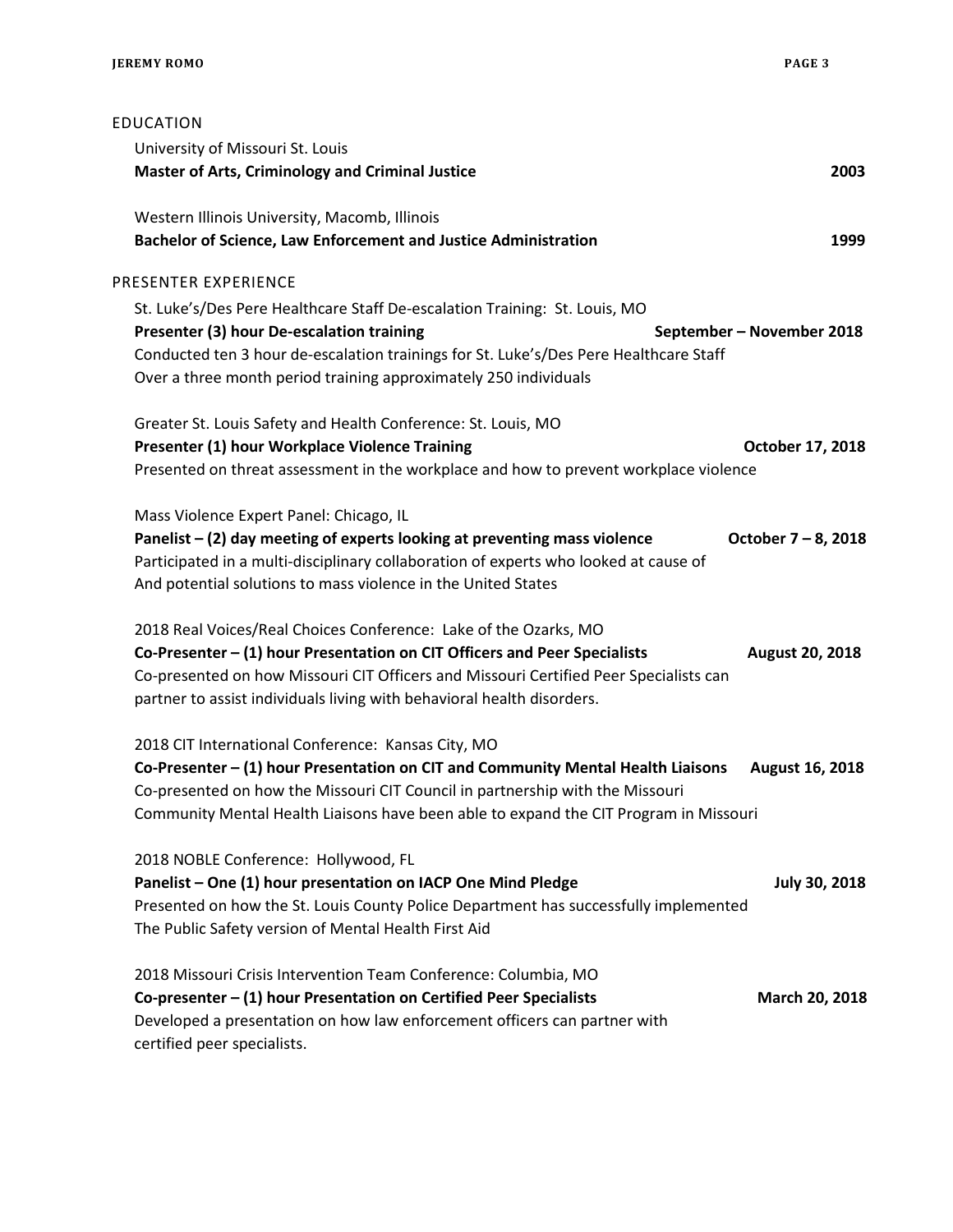## EDUCATION

University of Missouri St. Louis
**Master of Arts, Criminology and Criminal Justice** **2003**

Western Illinois University, Macomb, Illinois
**Bachelor of Science, Law Enforcement and Justice Administration** **1999**

## PRESENTER EXPERIENCE

St. Luke's/Des Pere Healthcare Staff De-escalation Training: St. Louis, MO
**Presenter (3) hour De-escalation training** **September – November 2018**
Conducted ten 3 hour de-escalation trainings for St. Luke's/Des Pere Healthcare Staff
Over a three month period training approximately 250 individuals

Greater St. Louis Safety and Health Conference: St. Louis, MO
**Presenter (1) hour Workplace Violence Training** **October 17, 2018**
Presented on threat assessment in the workplace and how to prevent workplace violence

Mass Violence Expert Panel: Chicago, IL
**Panelist – (2) day meeting of experts looking at preventing mass violence** **October 7 – 8, 2018**
Participated in a multi-disciplinary collaboration of experts who looked at cause of
And potential solutions to mass violence in the United States

2018 Real Voices/Real Choices Conference: Lake of the Ozarks, MO
**Co-Presenter – (1) hour Presentation on CIT Officers and Peer Specialists** **August 20, 2018**
Co-presented on how Missouri CIT Officers and Missouri Certified Peer Specialists can
partner to assist individuals living with behavioral health disorders.

2018 CIT International Conference: Kansas City, MO
**Co-Presenter – (1) hour Presentation on CIT and Community Mental Health Liaisons** **August 16, 2018**
Co-presented on how the Missouri CIT Council in partnership with the Missouri
Community Mental Health Liaisons have been able to expand the CIT Program in Missouri

2018 NOBLE Conference: Hollywood, FL
**Panelist – One (1) hour presentation on IACP One Mind Pledge** **July 30, 2018**
Presented on how the St. Louis County Police Department has successfully implemented
The Public Safety version of Mental Health First Aid

2018 Missouri Crisis Intervention Team Conference: Columbia, MO
**Co-presenter – (1) hour Presentation on Certified Peer Specialists** **March 20, 2018**
Developed a presentation on how law enforcement officers can partner with
certified peer specialists.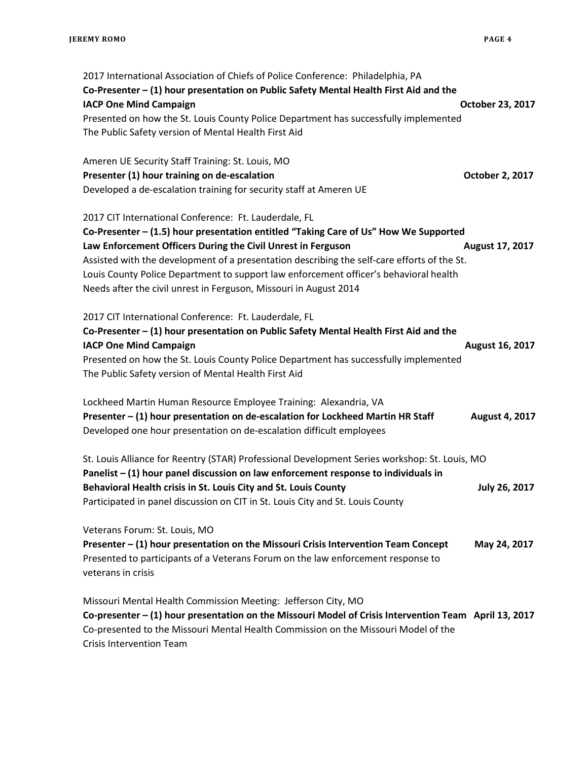2017 International Association of Chiefs of Police Conference: Philadelphia, PA
**Co-Presenter – (1) hour presentation on Public Safety Mental Health First Aid and the IACP One Mind Campaign** **October 23, 2017**
Presented on how the St. Louis County Police Department has successfully implemented The Public Safety version of Mental Health First Aid

Ameren UE Security Staff Training: St. Louis, MO
**Presenter (1) hour training on de-escalation** **October 2, 2017**
Developed a de-escalation training for security staff at Ameren UE

2017 CIT International Conference: Ft. Lauderdale, FL
**Co-Presenter – (1.5) hour presentation entitled "Taking Care of Us" How We Supported Law Enforcement Officers During the Civil Unrest in Ferguson** **August 17, 2017**
Assisted with the development of a presentation describing the self-care efforts of the St. Louis County Police Department to support law enforcement officer's behavioral health Needs after the civil unrest in Ferguson, Missouri in August 2014

2017 CIT International Conference: Ft. Lauderdale, FL
**Co-Presenter – (1) hour presentation on Public Safety Mental Health First Aid and the IACP One Mind Campaign** **August 16, 2017**
Presented on how the St. Louis County Police Department has successfully implemented The Public Safety version of Mental Health First Aid

Lockheed Martin Human Resource Employee Training: Alexandria, VA
**Presenter – (1) hour presentation on de-escalation for Lockheed Martin HR Staff** **August 4, 2017**
Developed one hour presentation on de-escalation difficult employees

St. Louis Alliance for Reentry (STAR) Professional Development Series workshop: St. Louis, MO
**Panelist – (1) hour panel discussion on law enforcement response to individuals in Behavioral Health crisis in St. Louis City and St. Louis County** **July 26, 2017**
Participated in panel discussion on CIT in St. Louis City and St. Louis County

Veterans Forum: St. Louis, MO
**Presenter – (1) hour presentation on the Missouri Crisis Intervention Team Concept** **May 24, 2017**
Presented to participants of a Veterans Forum on the law enforcement response to veterans in crisis

Missouri Mental Health Commission Meeting: Jefferson City, MO
**Co-presenter – (1) hour presentation on the Missouri Model of Crisis Intervention Team** **April 13, 2017**
Co-presented to the Missouri Mental Health Commission on the Missouri Model of the Crisis Intervention Team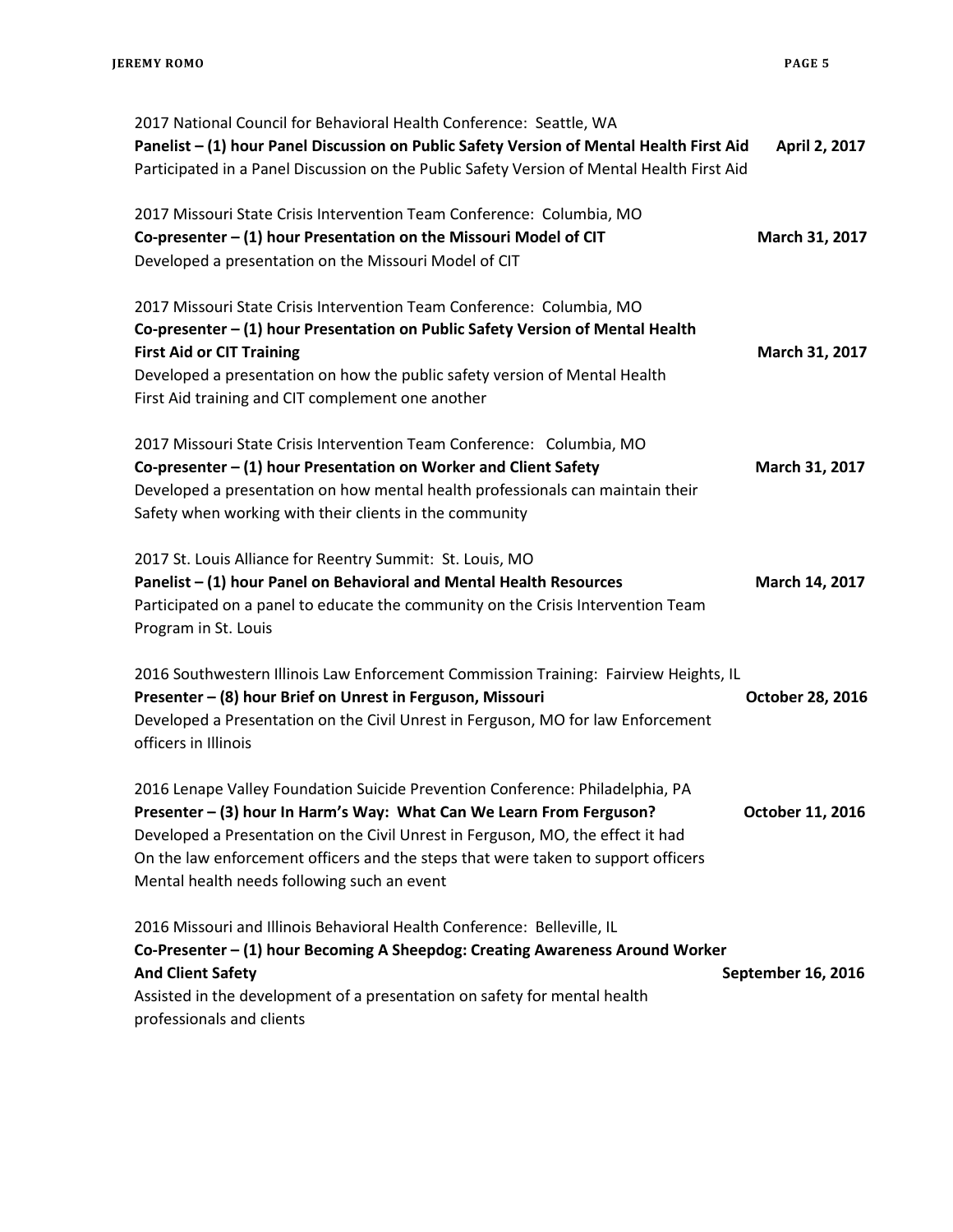2017 National Council for Behavioral Health Conference: Seattle, WA
**Panelist – (1) hour Panel Discussion on Public Safety Version of Mental Health First Aid** **April 2, 2017**
Participated in a Panel Discussion on the Public Safety Version of Mental Health First Aid

2017 Missouri State Crisis Intervention Team Conference: Columbia, MO
**Co-presenter – (1) hour Presentation on the Missouri Model of CIT** **March 31, 2017**
Developed a presentation on the Missouri Model of CIT

2017 Missouri State Crisis Intervention Team Conference: Columbia, MO
**Co-presenter – (1) hour Presentation on Public Safety Version of Mental Health First Aid or CIT Training** **March 31, 2017**
Developed a presentation on how the public safety version of Mental Health First Aid training and CIT complement one another

2017 Missouri State Crisis Intervention Team Conference: Columbia, MO
**Co-presenter – (1) hour Presentation on Worker and Client Safety** **March 31, 2017**
Developed a presentation on how mental health professionals can maintain their Safety when working with their clients in the community

2017 St. Louis Alliance for Reentry Summit: St. Louis, MO
**Panelist – (1) hour Panel on Behavioral and Mental Health Resources** **March 14, 2017**
Participated on a panel to educate the community on the Crisis Intervention Team Program in St. Louis

2016 Southwestern Illinois Law Enforcement Commission Training: Fairview Heights, IL
**Presenter – (8) hour Brief on Unrest in Ferguson, Missouri** **October 28, 2016**
Developed a Presentation on the Civil Unrest in Ferguson, MO for law Enforcement officers in Illinois

2016 Lenape Valley Foundation Suicide Prevention Conference: Philadelphia, PA
**Presenter – (3) hour In Harm's Way: What Can We Learn From Ferguson?** **October 11, 2016**
Developed a Presentation on the Civil Unrest in Ferguson, MO, the effect it had On the law enforcement officers and the steps that were taken to support officers Mental health needs following such an event

2016 Missouri and Illinois Behavioral Health Conference: Belleville, IL
**Co-Presenter – (1) hour Becoming A Sheepdog: Creating Awareness Around Worker And Client Safety** **September 16, 2016**
Assisted in the development of a presentation on safety for mental health professionals and clients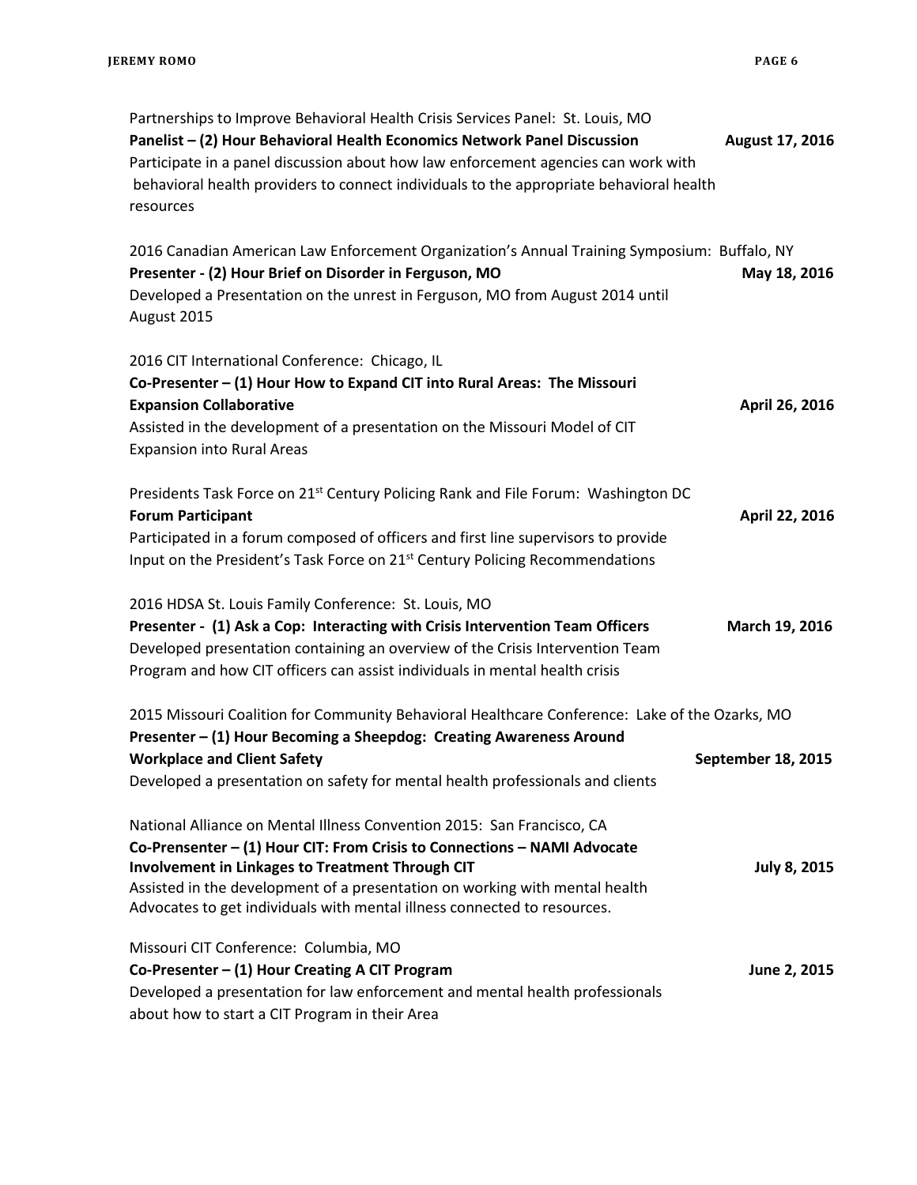Partnerships to Improve Behavioral Health Crisis Services Panel: St. Louis, MO
**Panelist – (2) Hour Behavioral Health Economics Network Panel Discussion** **August 17, 2016**
Participate in a panel discussion about how law enforcement agencies can work with behavioral health providers to connect individuals to the appropriate behavioral health resources

2016 Canadian American Law Enforcement Organization's Annual Training Symposium: Buffalo, NY
**Presenter - (2) Hour Brief on Disorder in Ferguson, MO** **May 18, 2016**
Developed a Presentation on the unrest in Ferguson, MO from August 2014 until August 2015

2016 CIT International Conference: Chicago, IL
**Co-Presenter – (1) Hour How to Expand CIT into Rural Areas: The Missouri Expansion Collaborative** **April 26, 2016**
Assisted in the development of a presentation on the Missouri Model of CIT Expansion into Rural Areas

Presidents Task Force on 21st Century Policing Rank and File Forum: Washington DC
**Forum Participant** **April 22, 2016**
Participated in a forum composed of officers and first line supervisors to provide Input on the President's Task Force on 21st Century Policing Recommendations

2016 HDSA St. Louis Family Conference: St. Louis, MO
**Presenter - (1) Ask a Cop: Interacting with Crisis Intervention Team Officers** **March 19, 2016**
Developed presentation containing an overview of the Crisis Intervention Team Program and how CIT officers can assist individuals in mental health crisis

2015 Missouri Coalition for Community Behavioral Healthcare Conference: Lake of the Ozarks, MO
**Presenter – (1) Hour Becoming a Sheepdog: Creating Awareness Around Workplace and Client Safety** **September 18, 2015**
Developed a presentation on safety for mental health professionals and clients

National Alliance on Mental Illness Convention 2015: San Francisco, CA
**Co-Prensenter – (1) Hour CIT: From Crisis to Connections – NAMI Advocate Involvement in Linkages to Treatment Through CIT** **July 8, 2015**
Assisted in the development of a presentation on working with mental health Advocates to get individuals with mental illness connected to resources.

Missouri CIT Conference: Columbia, MO
**Co-Presenter – (1) Hour Creating A CIT Program** **June 2, 2015**
Developed a presentation for law enforcement and mental health professionals about how to start a CIT Program in their Area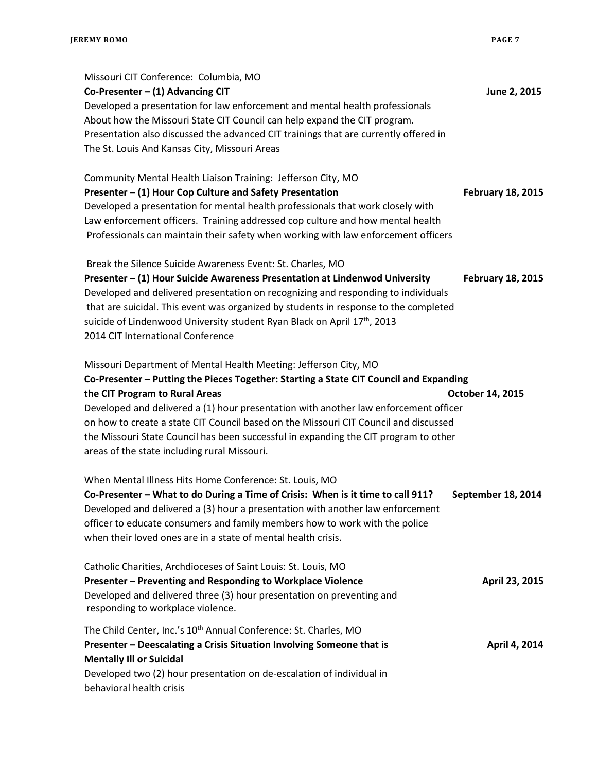Missouri CIT Conference: Columbia, MO
**Co-Presenter – (1) Advancing CIT** **June 2, 2015**
Developed a presentation for law enforcement and mental health professionals
About how the Missouri State CIT Council can help expand the CIT program.
Presentation also discussed the advanced CIT trainings that are currently offered in
The St. Louis And Kansas City, Missouri Areas

Community Mental Health Liaison Training: Jefferson City, MO
**Presenter – (1) Hour Cop Culture and Safety Presentation** **February 18, 2015**
Developed a presentation for mental health professionals that work closely with
Law enforcement officers. Training addressed cop culture and how mental health
Professionals can maintain their safety when working with law enforcement officers

Break the Silence Suicide Awareness Event: St. Charles, MO
**Presenter – (1) Hour Suicide Awareness Presentation at Lindenwod University** **February 18, 2015**
Developed and delivered presentation on recognizing and responding to individuals
that are suicidal. This event was organized by students in response to the completed
suicide of Lindenwood University student Ryan Black on April 17th, 2013
2014 CIT International Conference

Missouri Department of Mental Health Meeting: Jefferson City, MO
**Co-Presenter – Putting the Pieces Together: Starting a State CIT Council and Expanding the CIT Program to Rural Areas** **October 14, 2015**
Developed and delivered a (1) hour presentation with another law enforcement officer
on how to create a state CIT Council based on the Missouri CIT Council and discussed
the Missouri State Council has been successful in expanding the CIT program to other
areas of the state including rural Missouri.

When Mental Illness Hits Home Conference: St. Louis, MO
**Co-Presenter – What to do During a Time of Crisis: When is it time to call 911?** **September 18, 2014**
Developed and delivered a (3) hour a presentation with another law enforcement
officer to educate consumers and family members how to work with the police
when their loved ones are in a state of mental health crisis.

Catholic Charities, Archdioceses of Saint Louis: St. Louis, MO
**Presenter – Preventing and Responding to Workplace Violence** **April 23, 2015**
Developed and delivered three (3) hour presentation on preventing and
responding to workplace violence.

The Child Center, Inc.'s 10th Annual Conference: St. Charles, MO
**Presenter – Deescalating a Crisis Situation Involving Someone that is Mentally Ill or Suicidal** **April 4, 2014**
Developed two (2) hour presentation on de-escalation of individual in
behavioral health crisis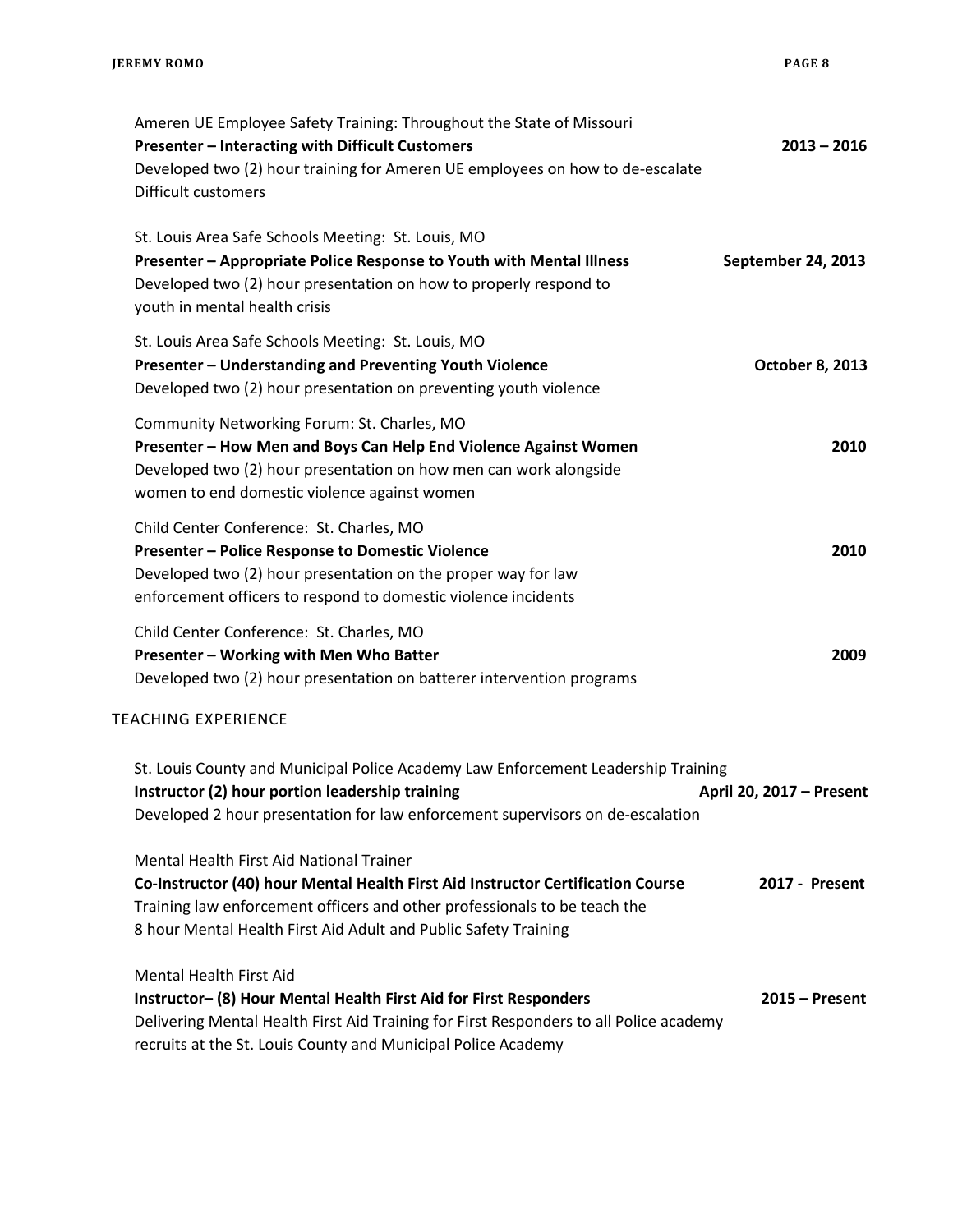Ameren UE Employee Safety Training: Throughout the State of Missouri
**Presenter – Interacting with Difficult Customers** **2013 – 2016**
Developed two (2) hour training for Ameren UE employees on how to de-escalate Difficult customers

St. Louis Area Safe Schools Meeting: St. Louis, MO
**Presenter – Appropriate Police Response to Youth with Mental Illness** **September 24, 2013**
Developed two (2) hour presentation on how to properly respond to youth in mental health crisis

St. Louis Area Safe Schools Meeting: St. Louis, MO
**Presenter – Understanding and Preventing Youth Violence** **October 8, 2013**
Developed two (2) hour presentation on preventing youth violence

Community Networking Forum: St. Charles, MO
**Presenter – How Men and Boys Can Help End Violence Against Women** **2010**
Developed two (2) hour presentation on how men can work alongside women to end domestic violence against women

Child Center Conference: St. Charles, MO
**Presenter – Police Response to Domestic Violence** **2010**
Developed two (2) hour presentation on the proper way for law enforcement officers to respond to domestic violence incidents

Child Center Conference: St. Charles, MO
**Presenter – Working with Men Who Batter** **2009**
Developed two (2) hour presentation on batterer intervention programs

## TEACHING EXPERIENCE

St. Louis County and Municipal Police Academy Law Enforcement Leadership Training
**Instructor (2) hour portion leadership training** **April 20, 2017 – Present**
Developed 2 hour presentation for law enforcement supervisors on de-escalation

Mental Health First Aid National Trainer
**Co-Instructor (40) hour Mental Health First Aid Instructor Certification Course** **2017 - Present**
Training law enforcement officers and other professionals to be teach the 8 hour Mental Health First Aid Adult and Public Safety Training

Mental Health First Aid
**Instructor– (8) Hour Mental Health First Aid for First Responders** **2015 – Present**
Delivering Mental Health First Aid Training for First Responders to all Police academy recruits at the St. Louis County and Municipal Police Academy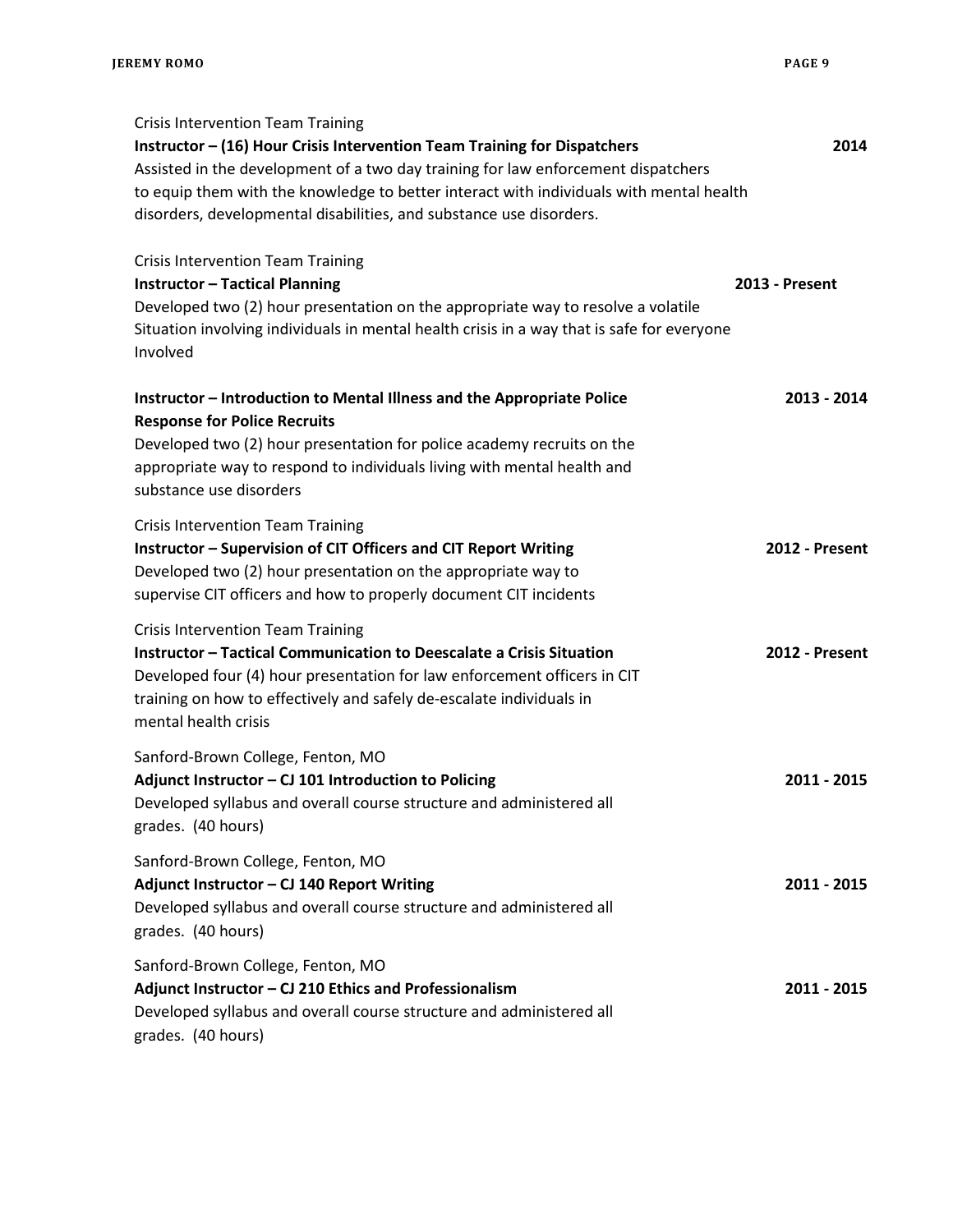Crisis Intervention Team Training
**Instructor – (16) Hour Crisis Intervention Team Training for Dispatchers** **2014**
Assisted in the development of a two day training for law enforcement dispatchers to equip them with the knowledge to better interact with individuals with mental health disorders, developmental disabilities, and substance use disorders.

Crisis Intervention Team Training
**Instructor – Tactical Planning** **2013 - Present**
Developed two (2) hour presentation on the appropriate way to resolve a volatile Situation involving individuals in mental health crisis in a way that is safe for everyone Involved

**Instructor – Introduction to Mental Illness and the Appropriate Police Response for Police Recruits** **2013 - 2014**
Developed two (2) hour presentation for police academy recruits on the appropriate way to respond to individuals living with mental health and substance use disorders

Crisis Intervention Team Training
**Instructor – Supervision of CIT Officers and CIT Report Writing** **2012 - Present**
Developed two (2) hour presentation on the appropriate way to supervise CIT officers and how to properly document CIT incidents

Crisis Intervention Team Training
**Instructor – Tactical Communication to Deescalate a Crisis Situation** **2012 - Present**
Developed four (4) hour presentation for law enforcement officers in CIT training on how to effectively and safely de-escalate individuals in mental health crisis

Sanford-Brown College, Fenton, MO
**Adjunct Instructor – CJ 101 Introduction to Policing** **2011 - 2015**
Developed syllabus and overall course structure and administered all grades. (40 hours)

Sanford-Brown College, Fenton, MO
**Adjunct Instructor – CJ 140 Report Writing** **2011 - 2015**
Developed syllabus and overall course structure and administered all grades. (40 hours)

Sanford-Brown College, Fenton, MO
**Adjunct Instructor – CJ 210 Ethics and Professionalism** **2011 - 2015**
Developed syllabus and overall course structure and administered all grades. (40 hours)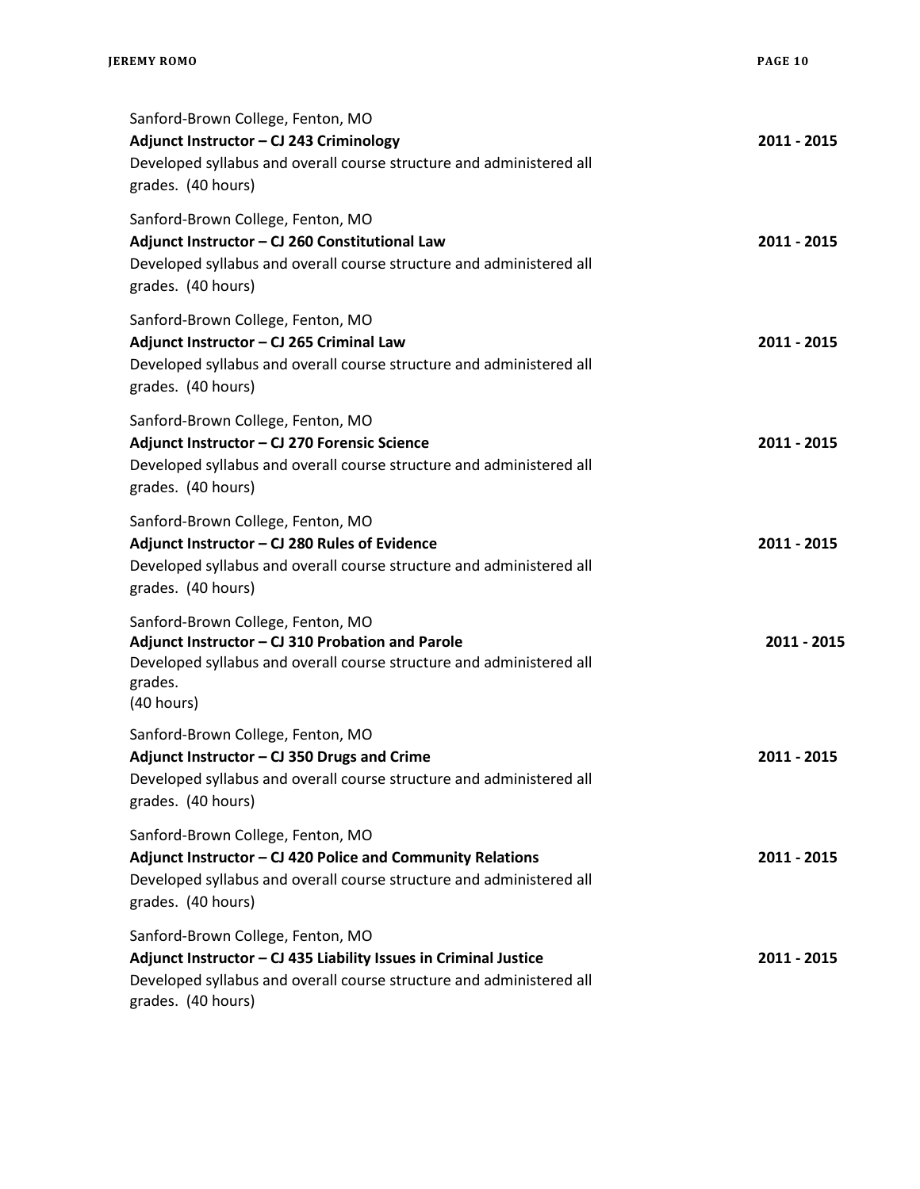Sanford-Brown College, Fenton, MO
**Adjunct Instructor – CJ 243 Criminology** 2011 - 2015
Developed syllabus and overall course structure and administered all grades. (40 hours)

Sanford-Brown College, Fenton, MO
**Adjunct Instructor – CJ 260 Constitutional Law** 2011 - 2015
Developed syllabus and overall course structure and administered all grades. (40 hours)

Sanford-Brown College, Fenton, MO
**Adjunct Instructor – CJ 265 Criminal Law** 2011 - 2015
Developed syllabus and overall course structure and administered all grades. (40 hours)

Sanford-Brown College, Fenton, MO
**Adjunct Instructor – CJ 270 Forensic Science** 2011 - 2015
Developed syllabus and overall course structure and administered all grades. (40 hours)

Sanford-Brown College, Fenton, MO
**Adjunct Instructor – CJ 280 Rules of Evidence** 2011 - 2015
Developed syllabus and overall course structure and administered all grades. (40 hours)

Sanford-Brown College, Fenton, MO
**Adjunct Instructor – CJ 310 Probation and Parole** 2011 - 2015
Developed syllabus and overall course structure and administered all grades.
(40 hours)

Sanford-Brown College, Fenton, MO
**Adjunct Instructor – CJ 350 Drugs and Crime** 2011 - 2015
Developed syllabus and overall course structure and administered all grades. (40 hours)

Sanford-Brown College, Fenton, MO
**Adjunct Instructor – CJ 420 Police and Community Relations** 2011 - 2015
Developed syllabus and overall course structure and administered all grades. (40 hours)

Sanford-Brown College, Fenton, MO
**Adjunct Instructor – CJ 435 Liability Issues in Criminal Justice** 2011 - 2015
Developed syllabus and overall course structure and administered all grades. (40 hours)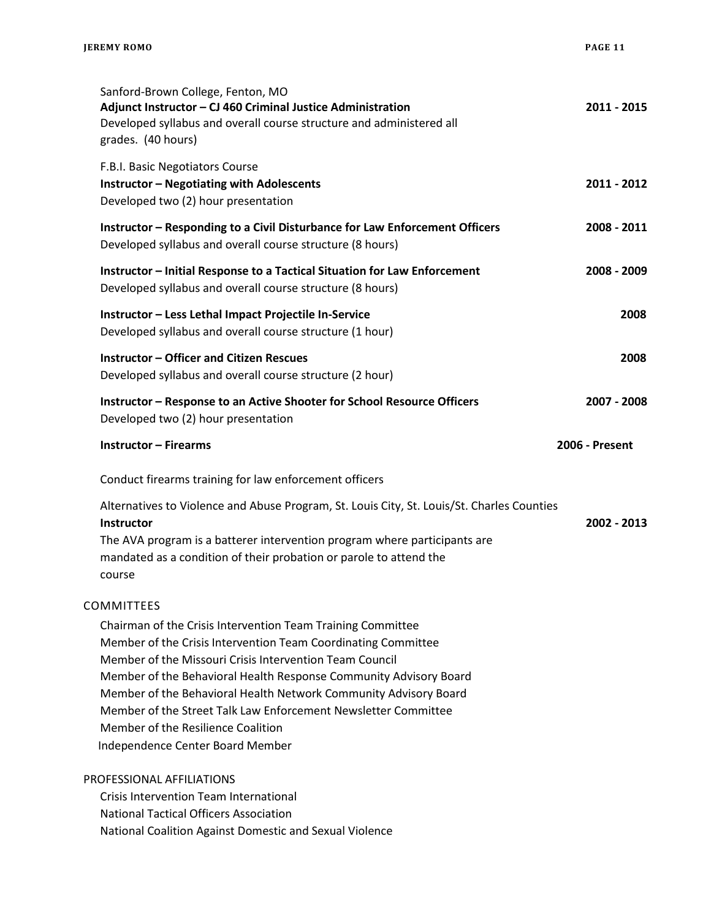Sanford-Brown College, Fenton, MO
**Adjunct Instructor – CJ 460 Criminal Justice Administration** **2011 - 2015**
Developed syllabus and overall course structure and administered all grades. (40 hours)

F.B.I. Basic Negotiators Course
**Instructor – Negotiating with Adolescents** **2011 - 2012**
Developed two (2) hour presentation

**Instructor – Responding to a Civil Disturbance for Law Enforcement Officers** **2008 - 2011**
Developed syllabus and overall course structure (8 hours)

**Instructor – Initial Response to a Tactical Situation for Law Enforcement** **2008 - 2009**
Developed syllabus and overall course structure (8 hours)

**Instructor – Less Lethal Impact Projectile In-Service** **2008**
Developed syllabus and overall course structure (1 hour)

**Instructor – Officer and Citizen Rescues** **2008**
Developed syllabus and overall course structure (2 hour)

**Instructor – Response to an Active Shooter for School Resource Officers** **2007 - 2008**
Developed two (2) hour presentation

**Instructor – Firearms** **2006 - Present**

Conduct firearms training for law enforcement officers

Alternatives to Violence and Abuse Program, St. Louis City, St. Louis/St. Charles Counties
**Instructor** **2002 - 2013**
The AVA program is a batterer intervention program where participants are mandated as a condition of their probation or parole to attend the course

## COMMITTEES

Chairman of the Crisis Intervention Team Training Committee
Member of the Crisis Intervention Team Coordinating Committee
Member of the Missouri Crisis Intervention Team Council
Member of the Behavioral Health Response Community Advisory Board
Member of the Behavioral Health Network Community Advisory Board
Member of the Street Talk Law Enforcement Newsletter Committee
Member of the Resilience Coalition
Independence Center Board Member

## PROFESSIONAL AFFILIATIONS

Crisis Intervention Team International
National Tactical Officers Association
National Coalition Against Domestic and Sexual Violence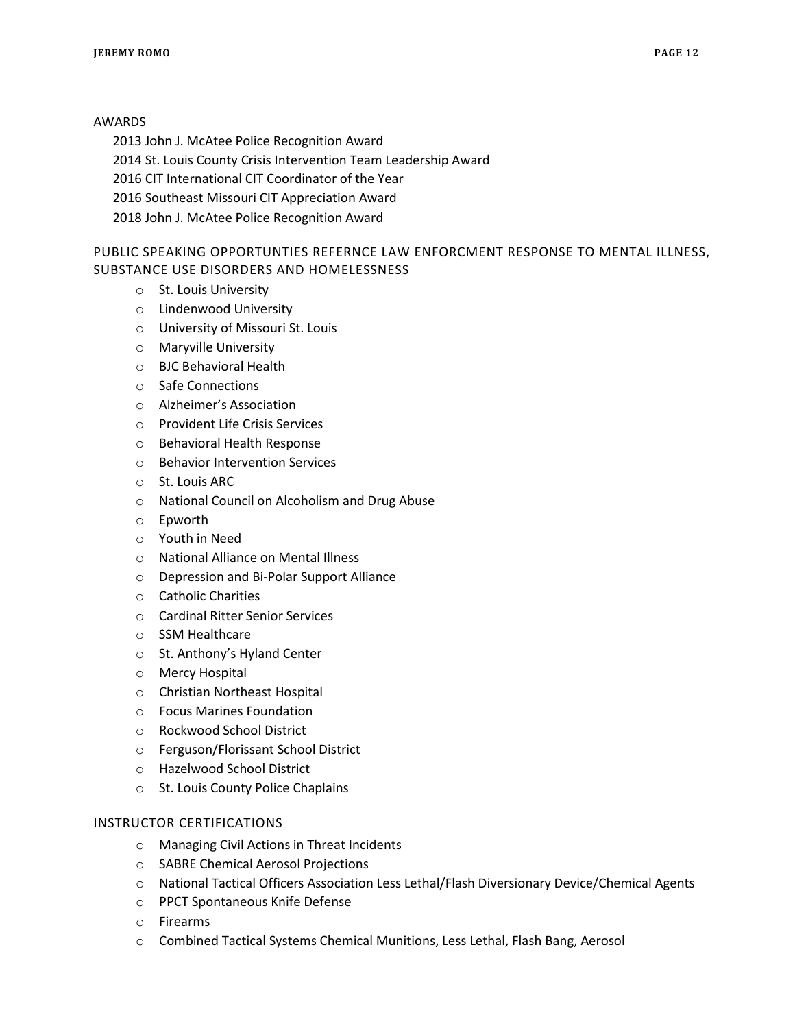## AWARDS

2013 John J. McAtee Police Recognition Award
2014 St. Louis County Crisis Intervention Team Leadership Award
2016 CIT International CIT Coordinator of the Year
2016 Southeast Missouri CIT Appreciation Award
2018 John J. McAtee Police Recognition Award

## PUBLIC SPEAKING OPPORTUNTIES REFERNCE LAW ENFORCMENT RESPONSE TO MENTAL ILLNESS, SUBSTANCE USE DISORDERS AND HOMELESSNESS

- St. Louis University
- Lindenwood University
- University of Missouri St. Louis
- Maryville University
- BJC Behavioral Health
- Safe Connections
- Alzheimer's Association
- Provident Life Crisis Services
- Behavioral Health Response
- Behavior Intervention Services
- St. Louis ARC
- National Council on Alcoholism and Drug Abuse
- Epworth
- Youth in Need
- National Alliance on Mental Illness
- Depression and Bi-Polar Support Alliance
- Catholic Charities
- Cardinal Ritter Senior Services
- SSM Healthcare
- St. Anthony's Hyland Center
- Mercy Hospital
- Christian Northeast Hospital
- Focus Marines Foundation
- Rockwood School District
- Ferguson/Florissant School District
- Hazelwood School District
- St. Louis County Police Chaplains

## INSTRUCTOR CERTIFICATIONS

- Managing Civil Actions in Threat Incidents
- SABRE Chemical Aerosol Projections
- National Tactical Officers Association Less Lethal/Flash Diversionary Device/Chemical Agents
- PPCT Spontaneous Knife Defense
- Firearms
- Combined Tactical Systems Chemical Munitions, Less Lethal, Flash Bang, Aerosol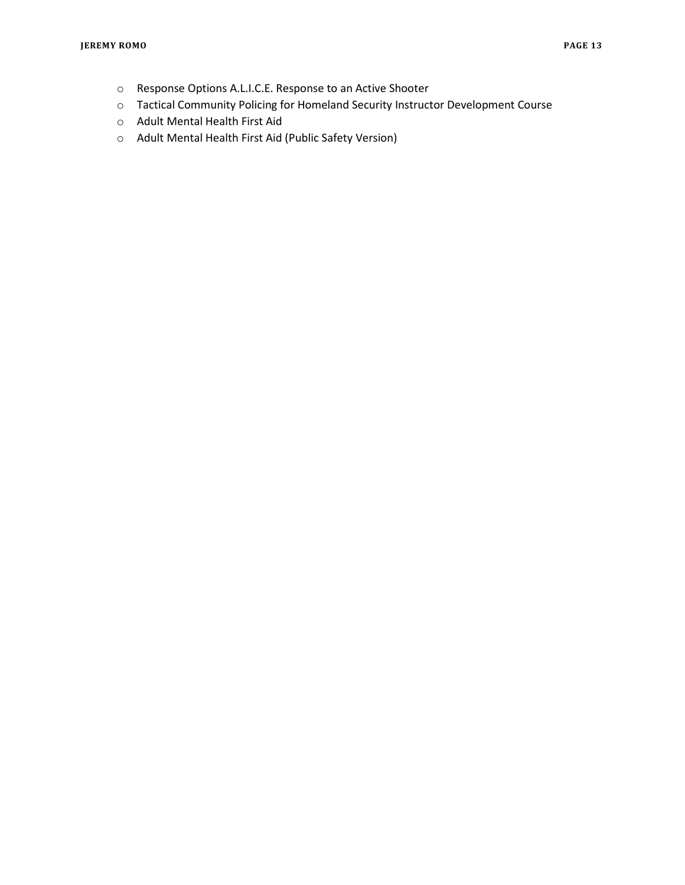- Response Options A.L.I.C.E. Response to an Active Shooter
- Tactical Community Policing for Homeland Security Instructor Development Course
- Adult Mental Health First Aid
- Adult Mental Health First Aid (Public Safety Version)